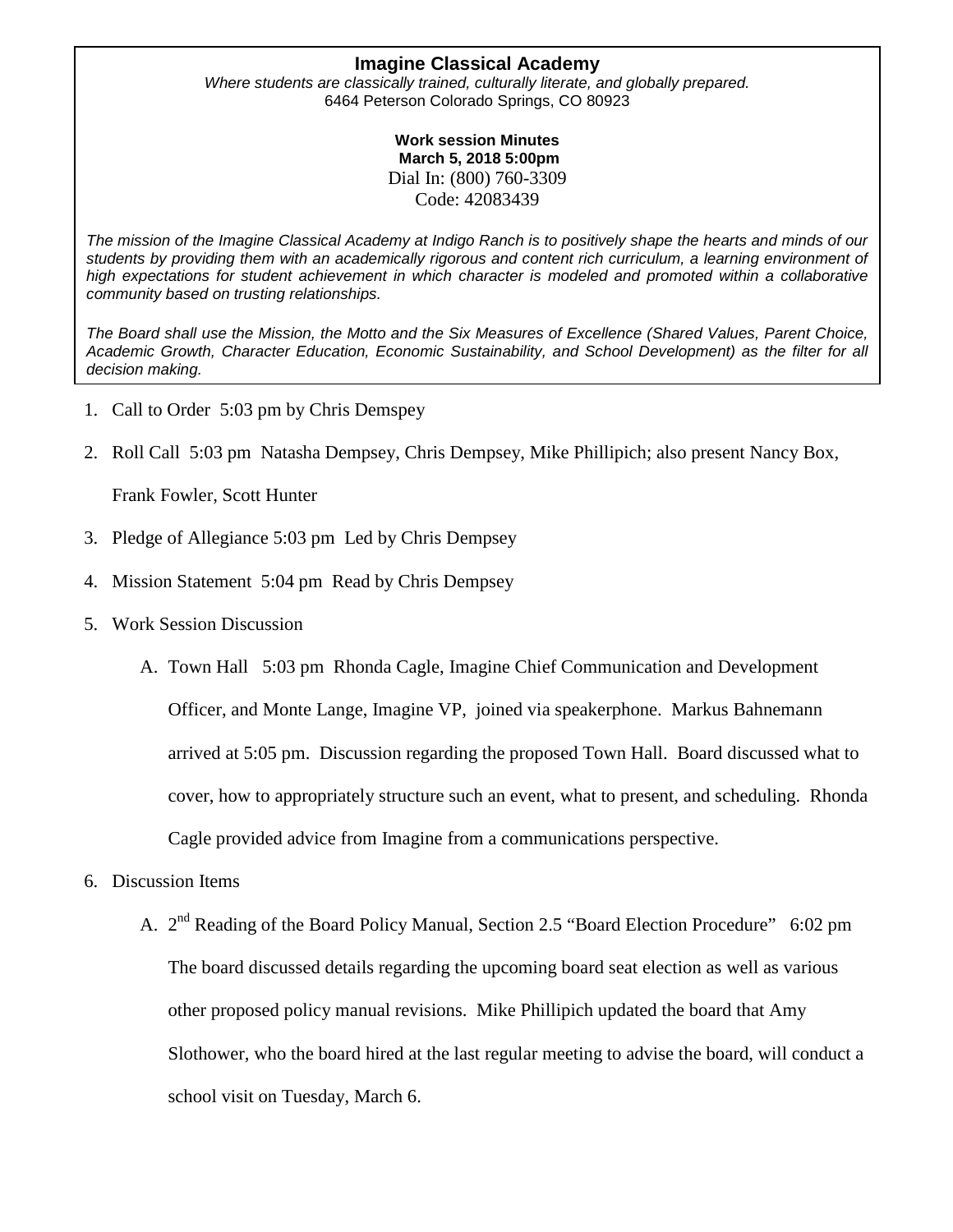# Imagine Classical Academy

*Where students are classically trained, culturally literate, and globally prepared.*
6464 Peterson Colorado Springs, CO 80923

**Work session Minutes**
**March 5, 2018 5:00pm**
Dial In: (800) 760-3309
Code: 42083439

*The mission of the Imagine Classical Academy at Indigo Ranch is to positively shape the hearts and minds of our students by providing them with an academically rigorous and content rich curriculum, a learning environment of high expectations for student achievement in which character is modeled and promoted within a collaborative community based on trusting relationships.*

*The Board shall use the Mission, the Motto and the Six Measures of Excellence (Shared Values, Parent Choice, Academic Growth, Character Education, Economic Sustainability, and School Development) as the filter for all decision making.*

1. Call to Order 5:03 pm by Chris Demspey
2. Roll Call 5:03 pm Natasha Dempsey, Chris Dempsey, Mike Phillipich; also present Nancy Box, Frank Fowler, Scott Hunter
3. Pledge of Allegiance 5:03 pm Led by Chris Dempsey
4. Mission Statement 5:04 pm Read by Chris Dempsey
5. Work Session Discussion
   A. Town Hall 5:03 pm Rhonda Cagle, Imagine Chief Communication and Development Officer, and Monte Lange, Imagine VP, joined via speakerphone. Markus Bahnemann arrived at 5:05 pm. Discussion regarding the proposed Town Hall. Board discussed what to cover, how to appropriately structure such an event, what to present, and scheduling. Rhonda Cagle provided advice from Imagine from a communications perspective.
6. Discussion Items
   A. 2nd Reading of the Board Policy Manual, Section 2.5 "Board Election Procedure" 6:02 pm The board discussed details regarding the upcoming board seat election as well as various other proposed policy manual revisions. Mike Phillipich updated the board that Amy Slothower, who the board hired at the last regular meeting to advise the board, will conduct a school visit on Tuesday, March 6.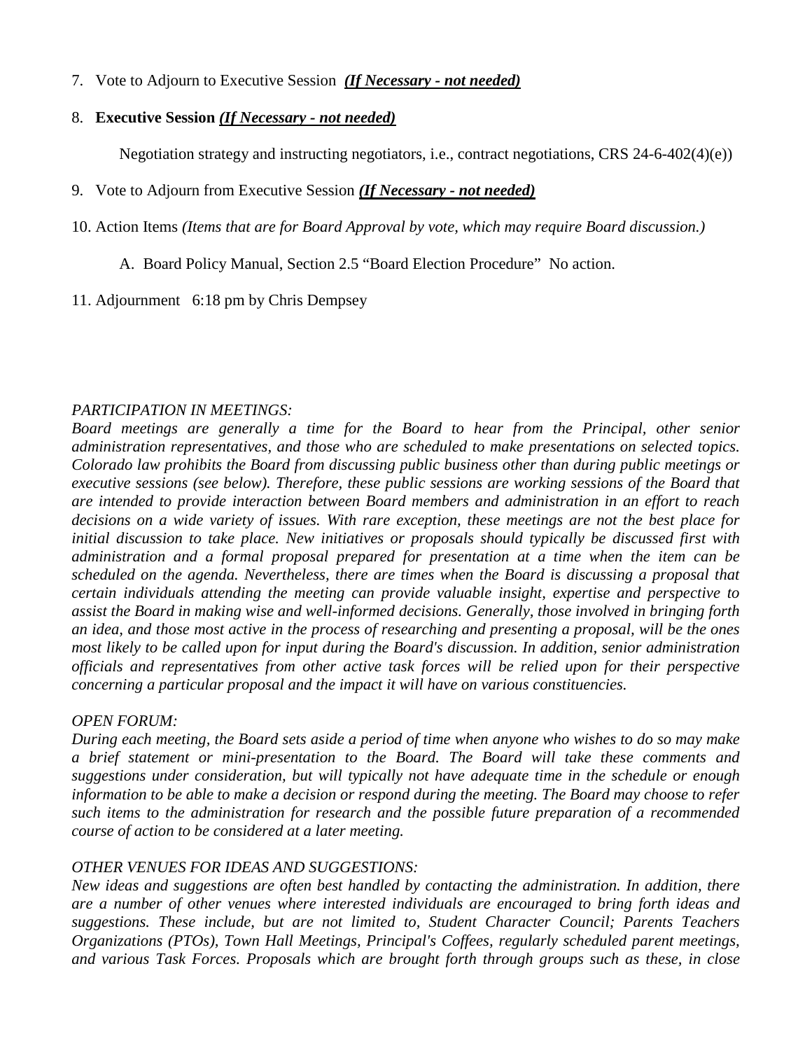7. Vote to Adjourn to Executive Session ***(If Necessary - not needed)***

8. **Executive Session** ***(If Necessary - not needed)***

   Negotiation strategy and instructing negotiators, i.e., contract negotiations, CRS 24-6-402(4)(e))

9. Vote to Adjourn from Executive Session ***(If Necessary - not needed)***

10. Action Items *(Items that are for Board Approval by vote, which may require Board discussion.)*

    A. Board Policy Manual, Section 2.5 "Board Election Procedure" No action.

11. Adjournment 6:18 pm by Chris Dempsey

*PARTICIPATION IN MEETINGS:*
*Board meetings are generally a time for the Board to hear from the Principal, other senior administration representatives, and those who are scheduled to make presentations on selected topics. Colorado law prohibits the Board from discussing public business other than during public meetings or executive sessions (see below). Therefore, these public sessions are working sessions of the Board that are intended to provide interaction between Board members and administration in an effort to reach decisions on a wide variety of issues. With rare exception, these meetings are not the best place for initial discussion to take place. New initiatives or proposals should typically be discussed first with administration and a formal proposal prepared for presentation at a time when the item can be scheduled on the agenda. Nevertheless, there are times when the Board is discussing a proposal that certain individuals attending the meeting can provide valuable insight, expertise and perspective to assist the Board in making wise and well-informed decisions. Generally, those involved in bringing forth an idea, and those most active in the process of researching and presenting a proposal, will be the ones most likely to be called upon for input during the Board's discussion. In addition, senior administration officials and representatives from other active task forces will be relied upon for their perspective concerning a particular proposal and the impact it will have on various constituencies.*

*OPEN FORUM:*
*During each meeting, the Board sets aside a period of time when anyone who wishes to do so may make a brief statement or mini-presentation to the Board. The Board will take these comments and suggestions under consideration, but will typically not have adequate time in the schedule or enough information to be able to make a decision or respond during the meeting. The Board may choose to refer such items to the administration for research and the possible future preparation of a recommended course of action to be considered at a later meeting.*

*OTHER VENUES FOR IDEAS AND SUGGESTIONS:*
*New ideas and suggestions are often best handled by contacting the administration. In addition, there are a number of other venues where interested individuals are encouraged to bring forth ideas and suggestions. These include, but are not limited to, Student Character Council; Parents Teachers Organizations (PTOs), Town Hall Meetings, Principal's Coffees, regularly scheduled parent meetings, and various Task Forces. Proposals which are brought forth through groups such as these, in close*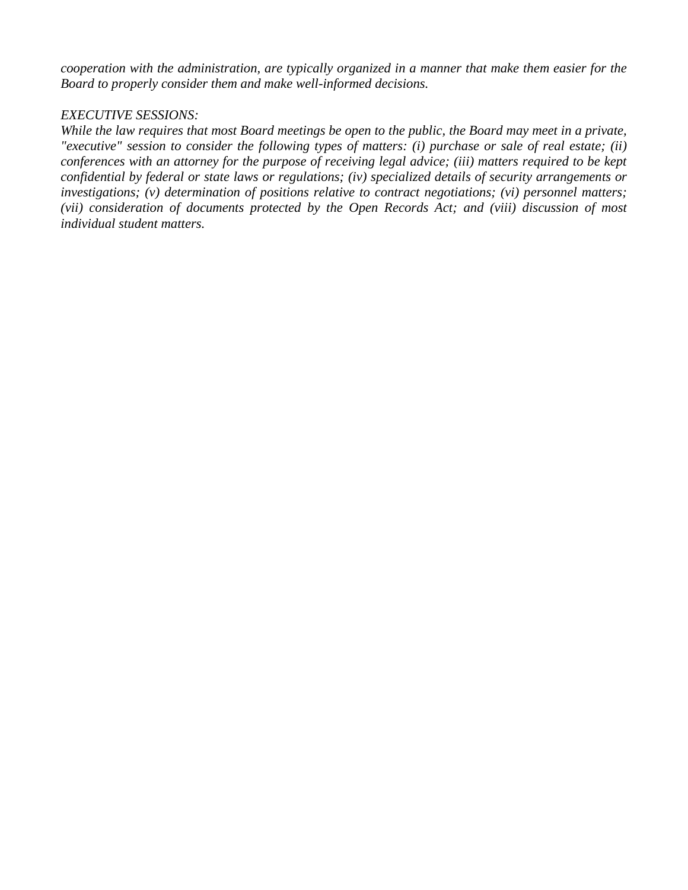*cooperation with the administration, are typically organized in a manner that make them easier for the Board to properly consider them and make well-informed decisions.*

*EXECUTIVE SESSIONS:*

*While the law requires that most Board meetings be open to the public, the Board may meet in a private, "executive" session to consider the following types of matters: (i) purchase or sale of real estate; (ii) conferences with an attorney for the purpose of receiving legal advice; (iii) matters required to be kept confidential by federal or state laws or regulations; (iv) specialized details of security arrangements or investigations; (v) determination of positions relative to contract negotiations; (vi) personnel matters; (vii) consideration of documents protected by the Open Records Act; and (viii) discussion of most individual student matters.*